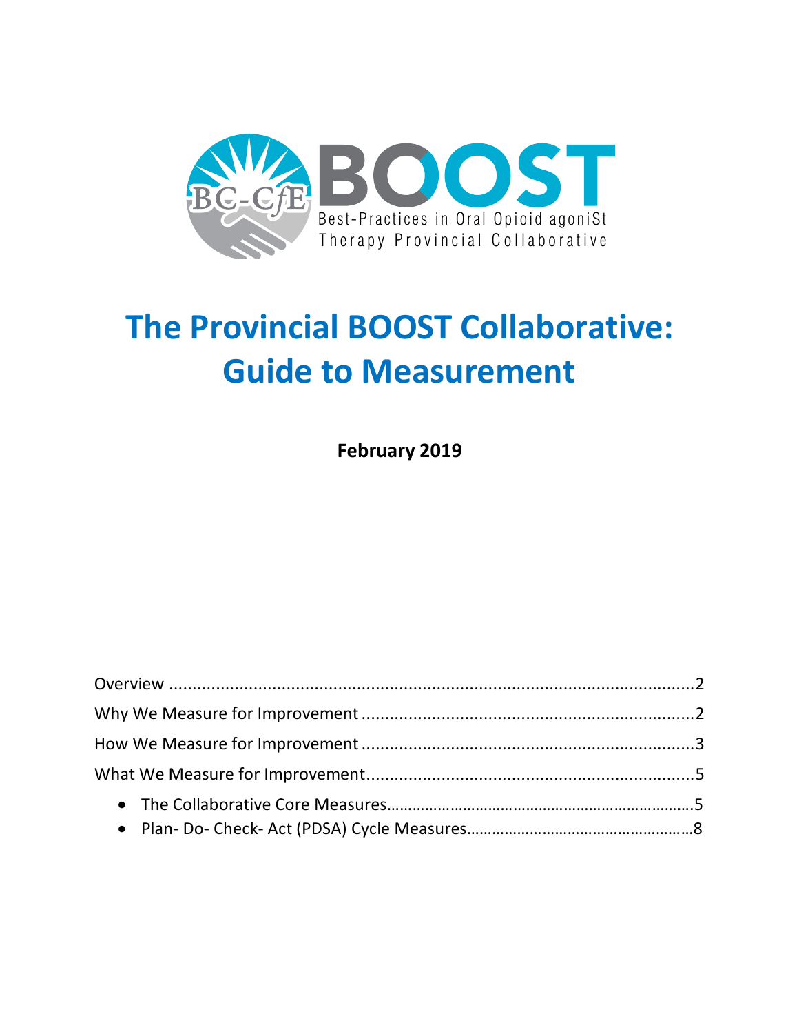BOOST

Best-Practices in Oral Opioid agoniSt Therapy Provincial Collaborative

# The Provincial BOOST Collaborative: Guide to Measurement

**February 2019**

Overview ............................................................................................2

Why We Measure for Improvement ....................................................2

How We Measure for Improvement ....................................................3

What We Measure for Improvement....................................................5

- The Collaborative Core Measures..................................................5
- Plan- Do- Check- Act (PDSA) Cycle Measures..................................8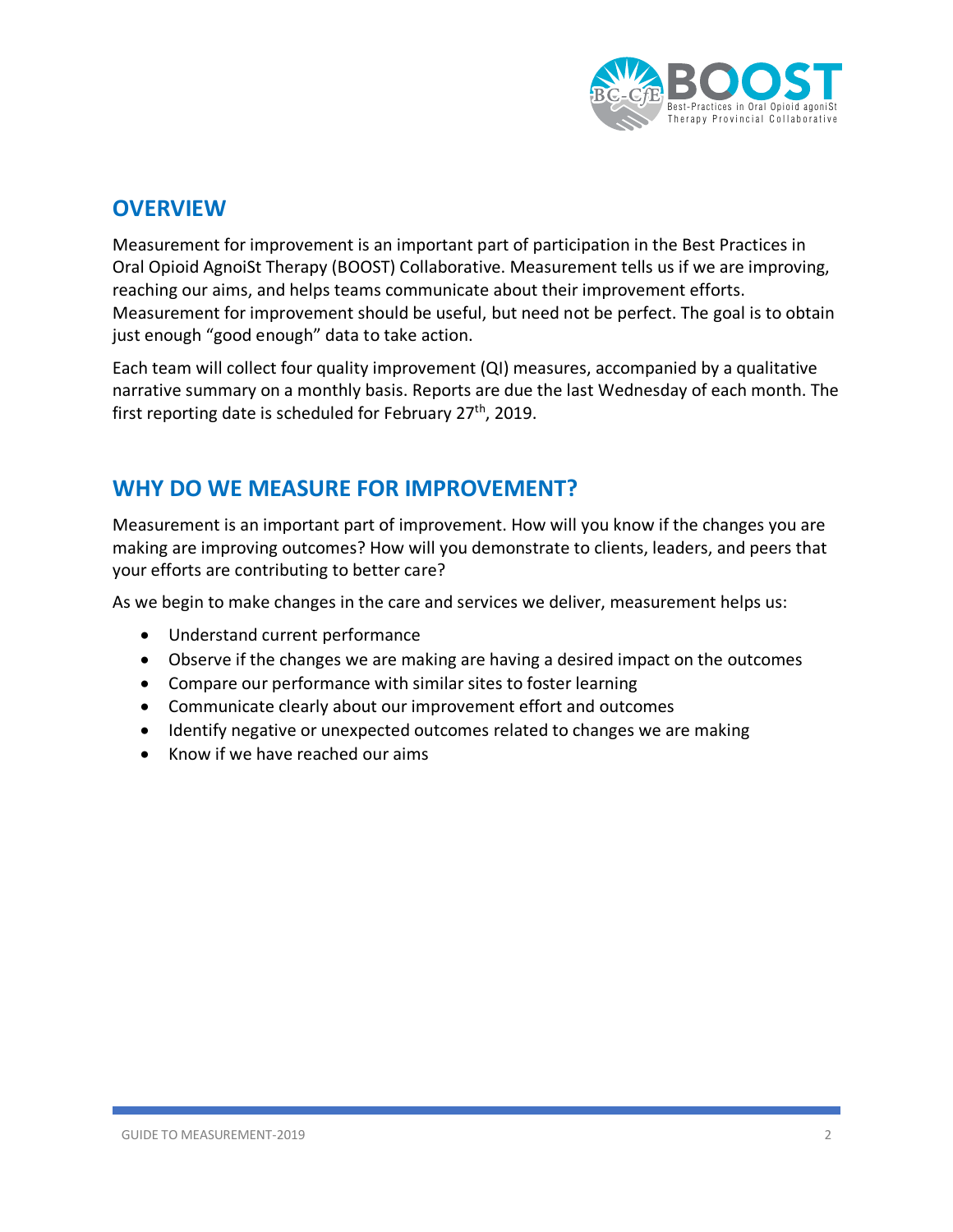## OVERVIEW

Measurement for improvement is an important part of participation in the Best Practices in Oral Opioid AgnoiSt Therapy (BOOST) Collaborative. Measurement tells us if we are improving, reaching our aims, and helps teams communicate about their improvement efforts. Measurement for improvement should be useful, but need not be perfect. The goal is to obtain just enough "good enough" data to take action.

Each team will collect four quality improvement (QI) measures, accompanied by a qualitative narrative summary on a monthly basis. Reports are due the last Wednesday of each month. The first reporting date is scheduled for February 27th, 2019.

## WHY DO WE MEASURE FOR IMPROVEMENT?

Measurement is an important part of improvement. How will you know if the changes you are making are improving outcomes? How will you demonstrate to clients, leaders, and peers that your efforts are contributing to better care?

As we begin to make changes in the care and services we deliver, measurement helps us:

- Understand current performance
- Observe if the changes we are making are having a desired impact on the outcomes
- Compare our performance with similar sites to foster learning
- Communicate clearly about our improvement effort and outcomes
- Identify negative or unexpected outcomes related to changes we are making
- Know if we have reached our aims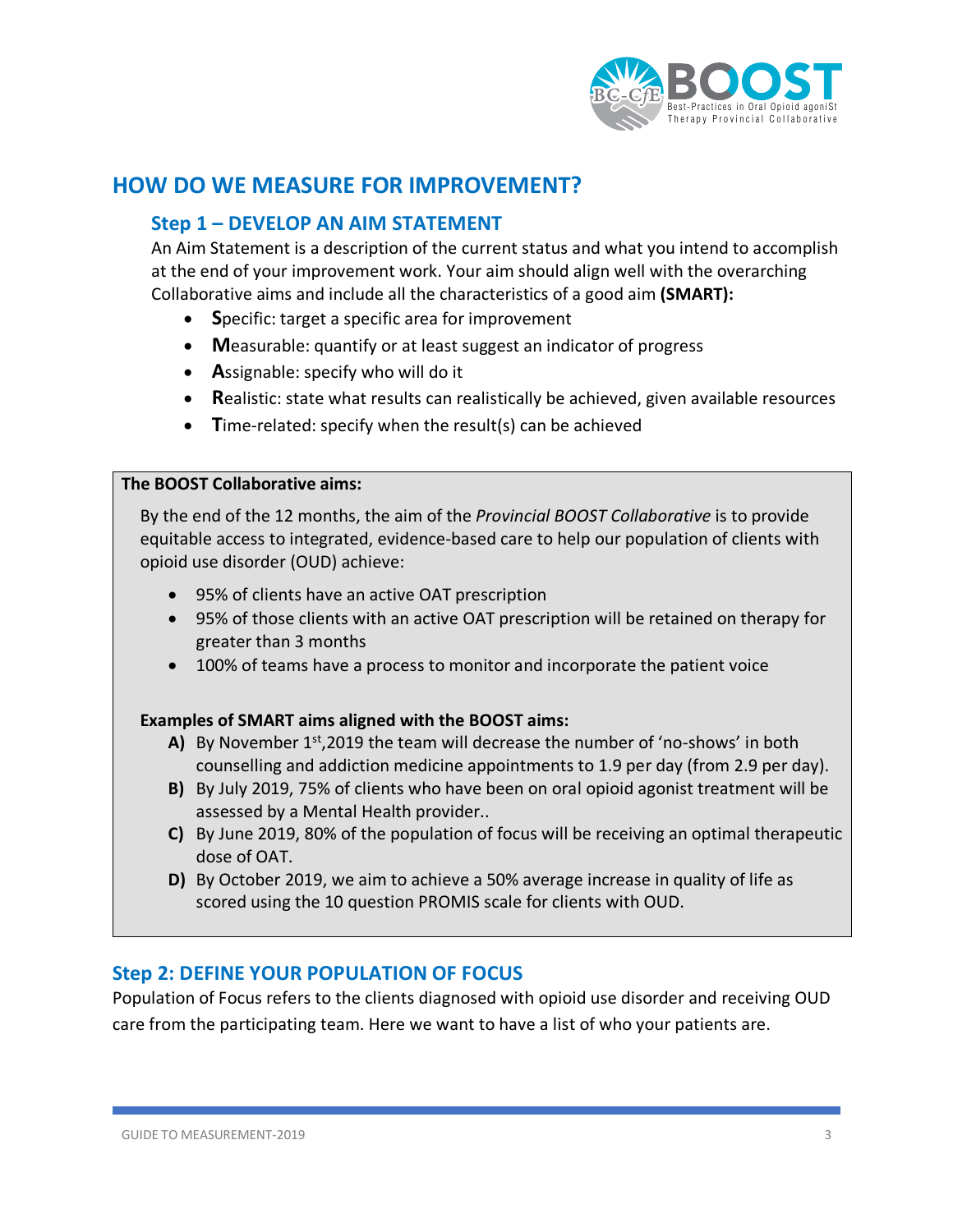# HOW DO WE MEASURE FOR IMPROVEMENT?

## Step 1 – DEVELOP AN AIM STATEMENT

An Aim Statement is a description of the current status and what you intend to accomplish at the end of your improvement work. Your aim should align well with the overarching Collaborative aims and include all the characteristics of a good aim **(SMART):**

- **S**pecific: target a specific area for improvement
- **M**easurable: quantify or at least suggest an indicator of progress
- **A**ssignable: specify who will do it
- **R**ealistic: state what results can realistically be achieved, given available resources
- **T**ime-related: specify when the result(s) can be achieved

**The BOOST Collaborative aims:**

By the end of the 12 months, the aim of the *Provincial BOOST Collaborative* is to provide equitable access to integrated, evidence-based care to help our population of clients with opioid use disorder (OUD) achieve:

- 95% of clients have an active OAT prescription
- 95% of those clients with an active OAT prescription will be retained on therapy for greater than 3 months
- 100% of teams have a process to monitor and incorporate the patient voice

**Examples of SMART aims aligned with the BOOST aims:**

**A)** By November 1st,2019 the team will decrease the number of 'no-shows' in both counselling and addiction medicine appointments to 1.9 per day (from 2.9 per day).

**B)** By July 2019, 75% of clients who have been on oral opioid agonist treatment will be assessed by a Mental Health provider..

**C)** By June 2019, 80% of the population of focus will be receiving an optimal therapeutic dose of OAT.

**D)** By October 2019, we aim to achieve a 50% average increase in quality of life as scored using the 10 question PROMIS scale for clients with OUD.

## Step 2: DEFINE YOUR POPULATION OF FOCUS

Population of Focus refers to the clients diagnosed with opioid use disorder and receiving OUD care from the participating team. Here we want to have a list of who your patients are.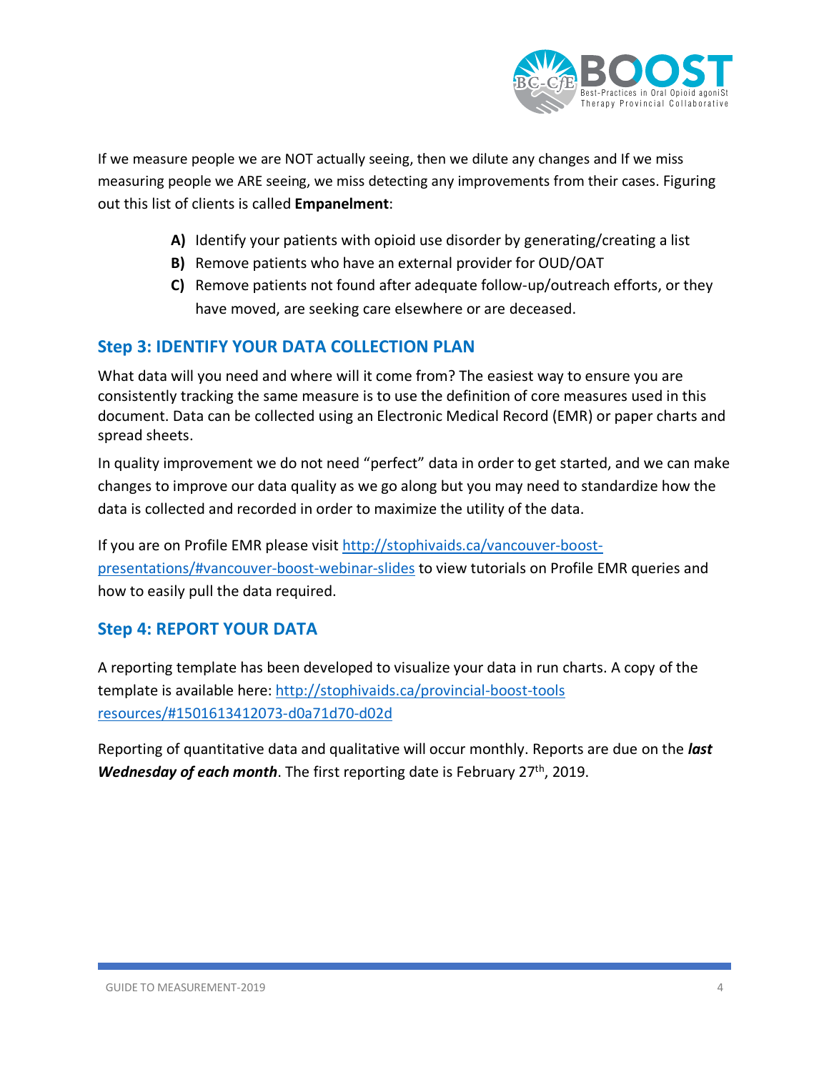If we measure people we are NOT actually seeing, then we dilute any changes and If we miss measuring people we ARE seeing, we miss detecting any improvements from their cases. Figuring out this list of clients is called **Empanelment**:

- **A)** Identify your patients with opioid use disorder by generating/creating a list
- **B)** Remove patients who have an external provider for OUD/OAT
- **C)** Remove patients not found after adequate follow-up/outreach efforts, or they have moved, are seeking care elsewhere or are deceased.

## Step 3: IDENTIFY YOUR DATA COLLECTION PLAN

What data will you need and where will it come from? The easiest way to ensure you are consistently tracking the same measure is to use the definition of core measures used in this document. Data can be collected using an Electronic Medical Record (EMR) or paper charts and spread sheets.

In quality improvement we do not need "perfect" data in order to get started, and we can make changes to improve our data quality as we go along but you may need to standardize how the data is collected and recorded in order to maximize the utility of the data.

If you are on Profile EMR please visit http://stophivaids.ca/vancouver-boost-presentations/#vancouver-boost-webinar-slides to view tutorials on Profile EMR queries and how to easily pull the data required.

## Step 4: REPORT YOUR DATA

A reporting template has been developed to visualize your data in run charts. A copy of the template is available here: http://stophivaids.ca/provincial-boost-tools resources/#1501613412073-d0a71d70-d02d

Reporting of quantitative data and qualitative will occur monthly. Reports are due on the ***last Wednesday of each month***. The first reporting date is February 27th, 2019.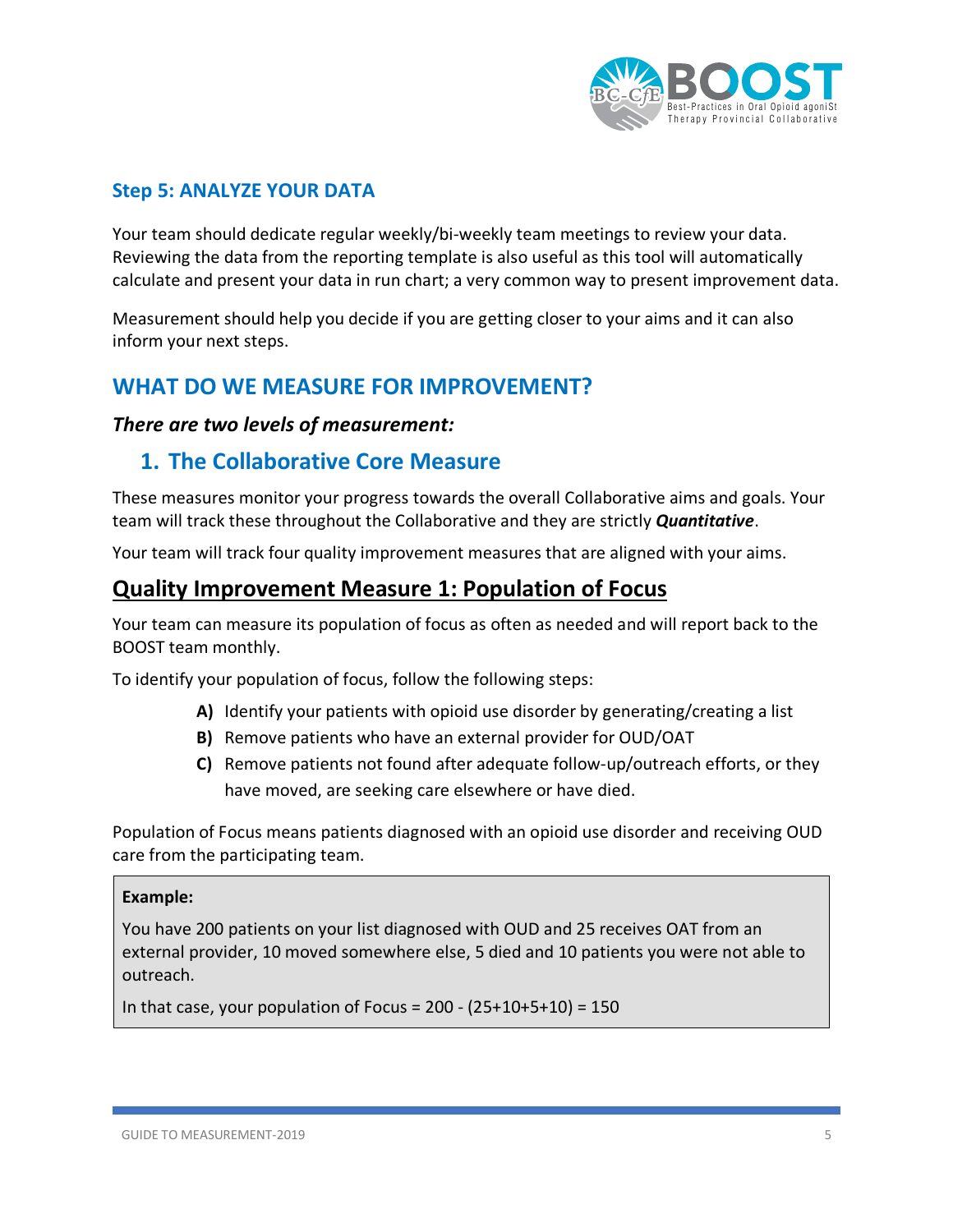## Step 5: ANALYZE YOUR DATA

Your team should dedicate regular weekly/bi-weekly team meetings to review your data. Reviewing the data from the reporting template is also useful as this tool will automatically calculate and present your data in run chart; a very common way to present improvement data.

Measurement should help you decide if you are getting closer to your aims and it can also inform your next steps.

# WHAT DO WE MEASURE FOR IMPROVEMENT?

### *There are two levels of measurement:*

## 1. The Collaborative Core Measure

These measures monitor your progress towards the overall Collaborative aims and goals. Your team will track these throughout the Collaborative and they are strictly ***Quantitative***.

Your team will track four quality improvement measures that are aligned with your aims.

## Quality Improvement Measure 1: Population of Focus

Your team can measure its population of focus as often as needed and will report back to the BOOST team monthly.

To identify your population of focus, follow the following steps:

- **A)** Identify your patients with opioid use disorder by generating/creating a list
- **B)** Remove patients who have an external provider for OUD/OAT
- **C)** Remove patients not found after adequate follow-up/outreach efforts, or they have moved, are seeking care elsewhere or have died.

Population of Focus means patients diagnosed with an opioid use disorder and receiving OUD care from the participating team.

> **Example:**
>
> You have 200 patients on your list diagnosed with OUD and 25 receives OAT from an external provider, 10 moved somewhere else, 5 died and 10 patients you were not able to outreach.
>
> In that case, your population of Focus = 200 - (25+10+5+10) = 150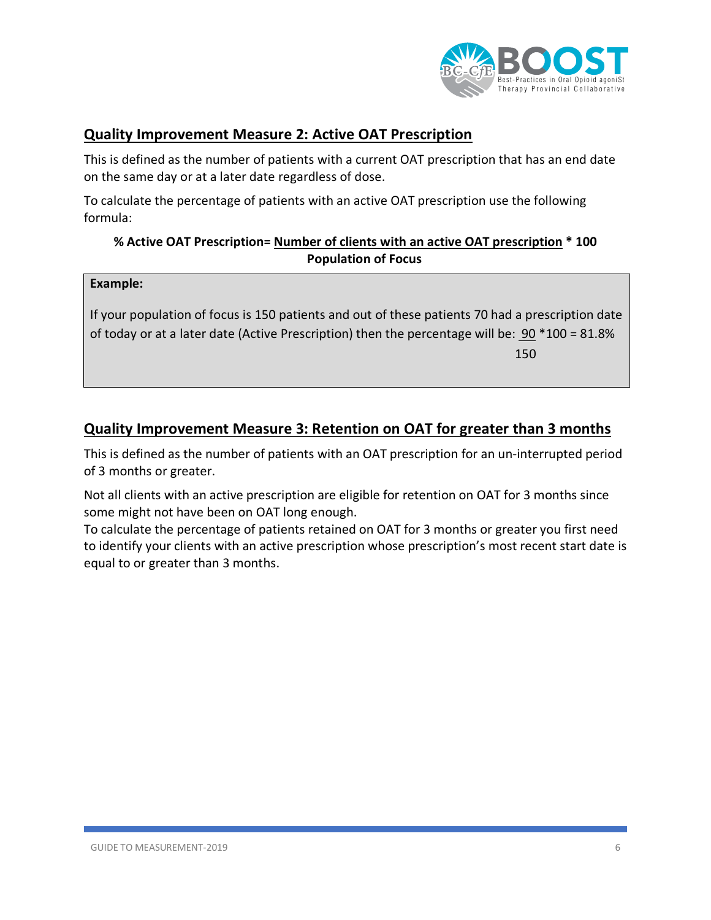## Quality Improvement Measure 2: Active OAT Prescription

This is defined as the number of patients with a current OAT prescription that has an end date on the same day or at a later date regardless of dose.

To calculate the percentage of patients with an active OAT prescription use the following formula:

$$\% \text{ Active OAT Prescription} = \frac{\text{Number of clients with an active OAT prescription}}{\text{Population of Focus}} * 100$$

> **Example:**
>
> If your population of focus is 150 patients and out of these patients 70 had a prescription date of today or at a later date (Active Prescription) then the percentage will be: $\frac{90}{150} * 100 = 81.8\%$

## Quality Improvement Measure 3: Retention on OAT for greater than 3 months

This is defined as the number of patients with an OAT prescription for an un-interrupted period of 3 months or greater.

Not all clients with an active prescription are eligible for retention on OAT for 3 months since some might not have been on OAT long enough.

To calculate the percentage of patients retained on OAT for 3 months or greater you first need to identify your clients with an active prescription whose prescription's most recent start date is equal to or greater than 3 months.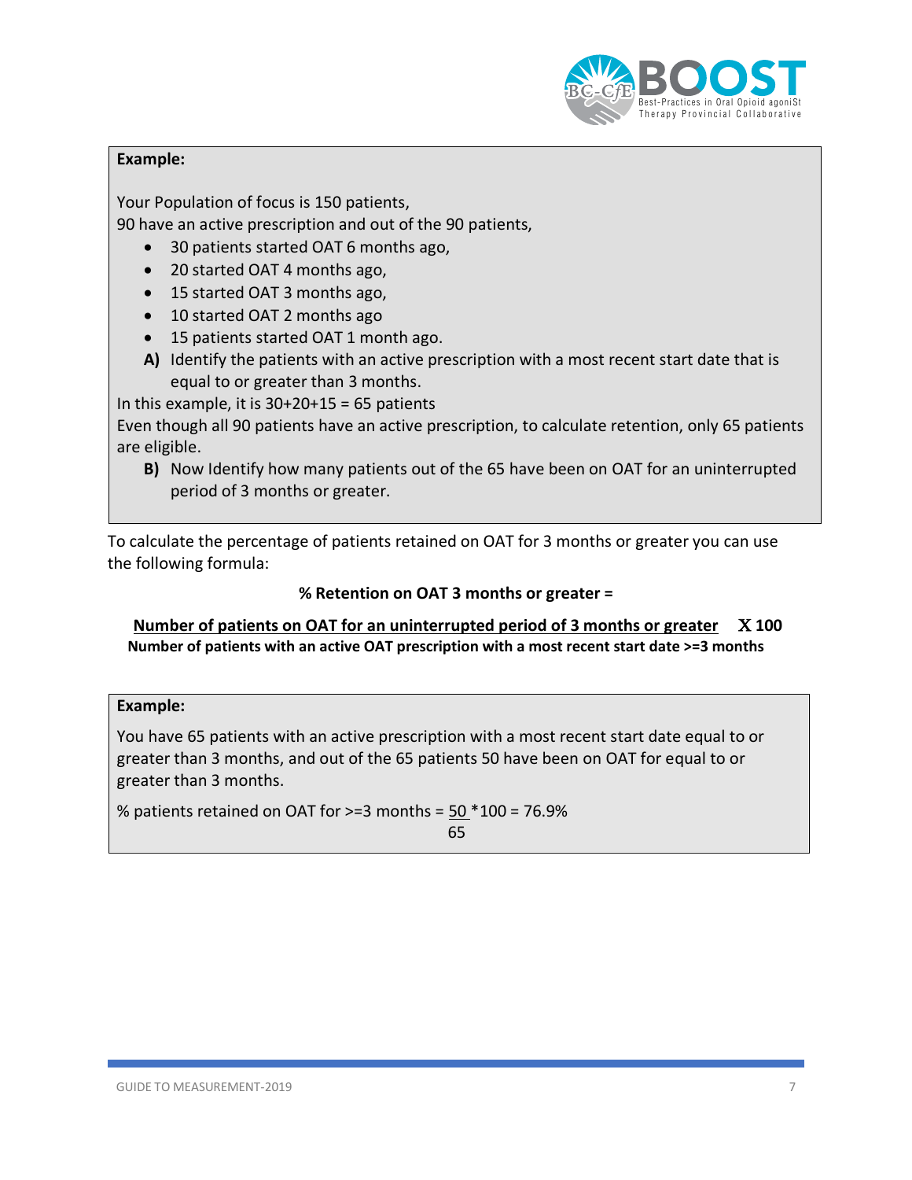**Example:**

Your Population of focus is 150 patients,
90 have an active prescription and out of the 90 patients,

- 30 patients started OAT 6 months ago,
- 20 started OAT 4 months ago,
- 15 started OAT 3 months ago,
- 10 started OAT 2 months ago
- 15 patients started OAT 1 month ago.

**A)** Identify the patients with an active prescription with a most recent start date that is equal to or greater than 3 months.

In this example, it is 30+20+15 = 65 patients
Even though all 90 patients have an active prescription, to calculate retention, only 65 patients are eligible.

**B)** Now Identify how many patients out of the 65 have been on OAT for an uninterrupted period of 3 months or greater.

To calculate the percentage of patients retained on OAT for 3 months or greater you can use the following formula:

**% Retention on OAT 3 months or greater =**

$$\frac{\text{Number of patients on OAT for an uninterrupted period of 3 months or greater}}{\text{Number of patients with an active OAT prescription with a most recent start date >=3 months}} \times 100$$

**Example:**

You have 65 patients with an active prescription with a most recent start date equal to or greater than 3 months, and out of the 65 patients 50 have been on OAT for equal to or greater than 3 months.

% patients retained on OAT for >=3 months = $\frac{50}{65} * 100 = 76.9\%$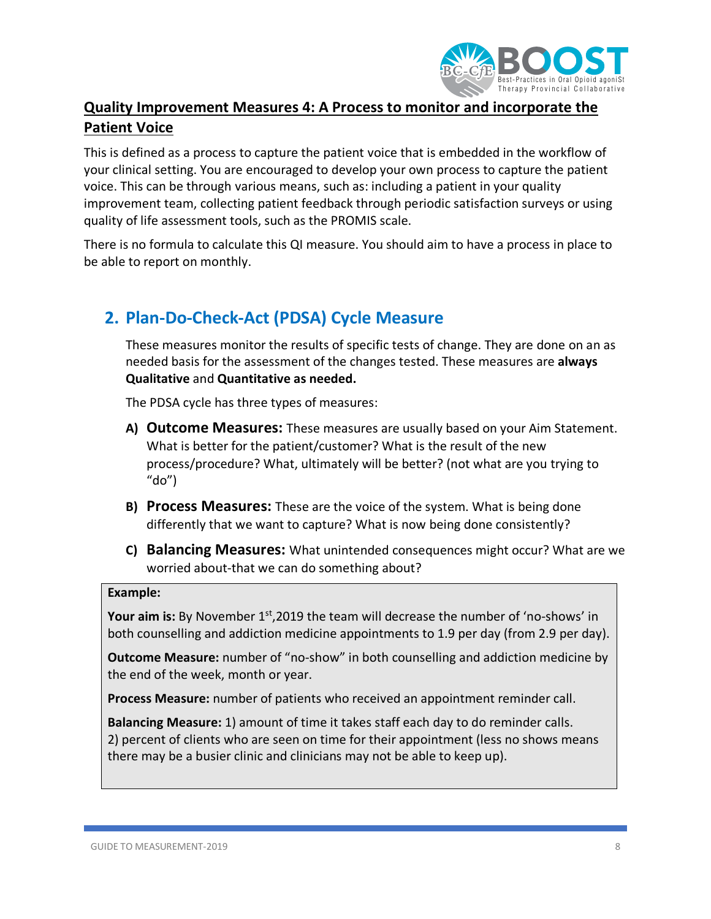## Quality Improvement Measures 4: A Process to monitor and incorporate the Patient Voice

This is defined as a process to capture the patient voice that is embedded in the workflow of your clinical setting. You are encouraged to develop your own process to capture the patient voice. This can be through various means, such as: including a patient in your quality improvement team, collecting patient feedback through periodic satisfaction surveys or using quality of life assessment tools, such as the PROMIS scale.

There is no formula to calculate this QI measure. You should aim to have a process in place to be able to report on monthly.

## 2. Plan-Do-Check-Act (PDSA) Cycle Measure

These measures monitor the results of specific tests of change. They are done on an as needed basis for the assessment of the changes tested. These measures are **always Qualitative** and **Quantitative as needed.**

The PDSA cycle has three types of measures:

**A) Outcome Measures:** These measures are usually based on your Aim Statement. What is better for the patient/customer? What is the result of the new process/procedure? What, ultimately will be better? (not what are you trying to "do")

**B) Process Measures:** These are the voice of the system. What is being done differently that we want to capture? What is now being done consistently?

**C) Balancing Measures:** What unintended consequences might occur? What are we worried about-that we can do something about?

**Example:**

**Your aim is:** By November 1st,2019 the team will decrease the number of 'no-shows' in both counselling and addiction medicine appointments to 1.9 per day (from 2.9 per day).

**Outcome Measure:** number of "no-show" in both counselling and addiction medicine by the end of the week, month or year.

**Process Measure:** number of patients who received an appointment reminder call.

**Balancing Measure:** 1) amount of time it takes staff each day to do reminder calls.
2) percent of clients who are seen on time for their appointment (less no shows means there may be a busier clinic and clinicians may not be able to keep up).